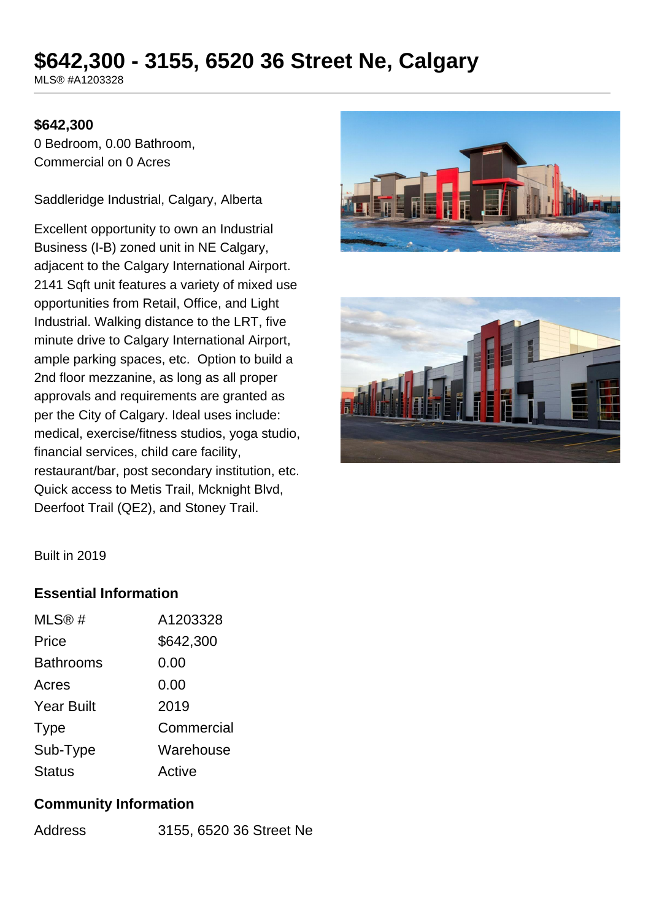# $642,300 - 3155, 6520 36 Street Ne, Calgary

MLS® #A1203328

**$642,300**

0 Bedroom, 0.00 Bathroom,
Commercial on 0 Acres

Saddleridge Industrial, Calgary, Alberta

Excellent opportunity to own an Industrial Business (I-B) zoned unit in NE Calgary, adjacent to the Calgary International Airport. 2141 Sqft unit features a variety of mixed use opportunities from Retail, Office, and Light Industrial. Walking distance to the LRT, five minute drive to Calgary International Airport, ample parking spaces, etc. Option to build a 2nd floor mezzanine, as long as all proper approvals and requirements are granted as per the City of Calgary. Ideal uses include: medical, exercise/fitness studios, yoga studio, financial services, child care facility, restaurant/bar, post secondary institution, etc. Quick access to Metis Trail, Mcknight Blvd, Deerfoot Trail (QE2), and Stoney Trail.

Built in 2019

## Essential Information

| | |
|---|---|
| MLS® # | A1203328 |
| Price | $642,300 |
| Bathrooms | 0.00 |
| Acres | 0.00 |
| Year Built | 2019 |
| Type | Commercial |
| Sub-Type | Warehouse |
| Status | Active |

## Community Information

| | |
|---|---|
| Address | 3155, 6520 36 Street Ne |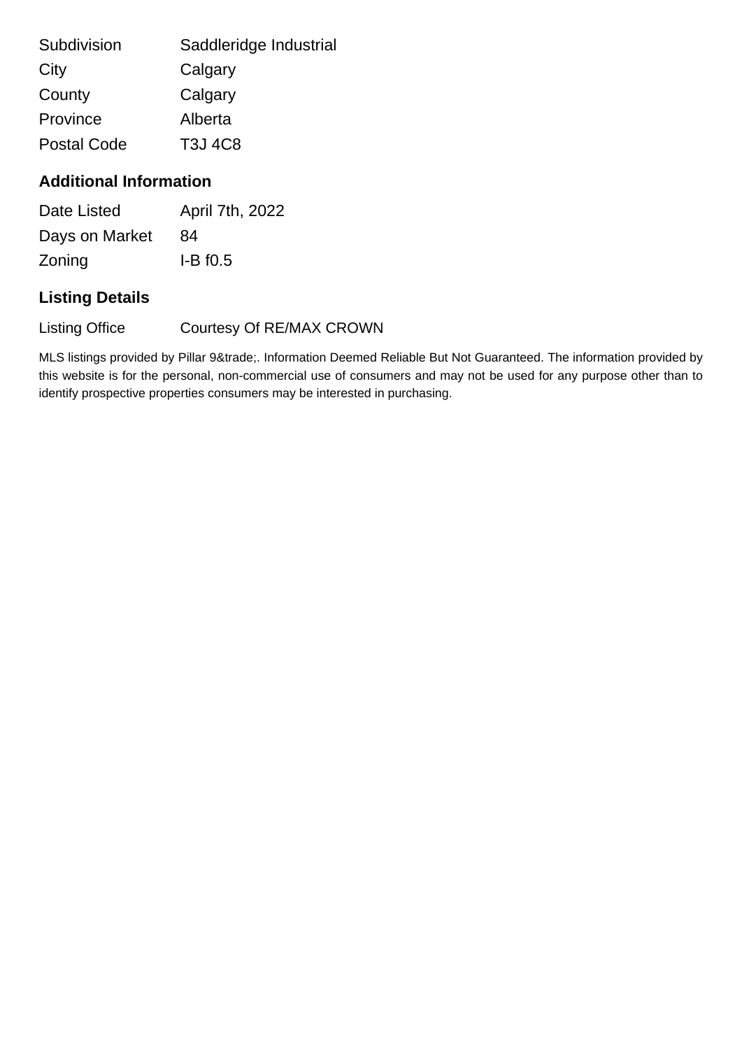| | |
|---|---|
| Subdivision | Saddleridge Industrial |
| City | Calgary |
| County | Calgary |
| Province | Alberta |
| Postal Code | T3J 4C8 |

## Additional Information

| | |
|---|---|
| Date Listed | April 7th, 2022 |
| Days on Market | 84 |
| Zoning | I-B f0.5 |

## Listing Details

| | |
|---|---|
| Listing Office | Courtesy Of RE/MAX CROWN |

MLS listings provided by Pillar 9&trade;. Information Deemed Reliable But Not Guaranteed. The information provided by this website is for the personal, non-commercial use of consumers and may not be used for any purpose other than to identify prospective properties consumers may be interested in purchasing.